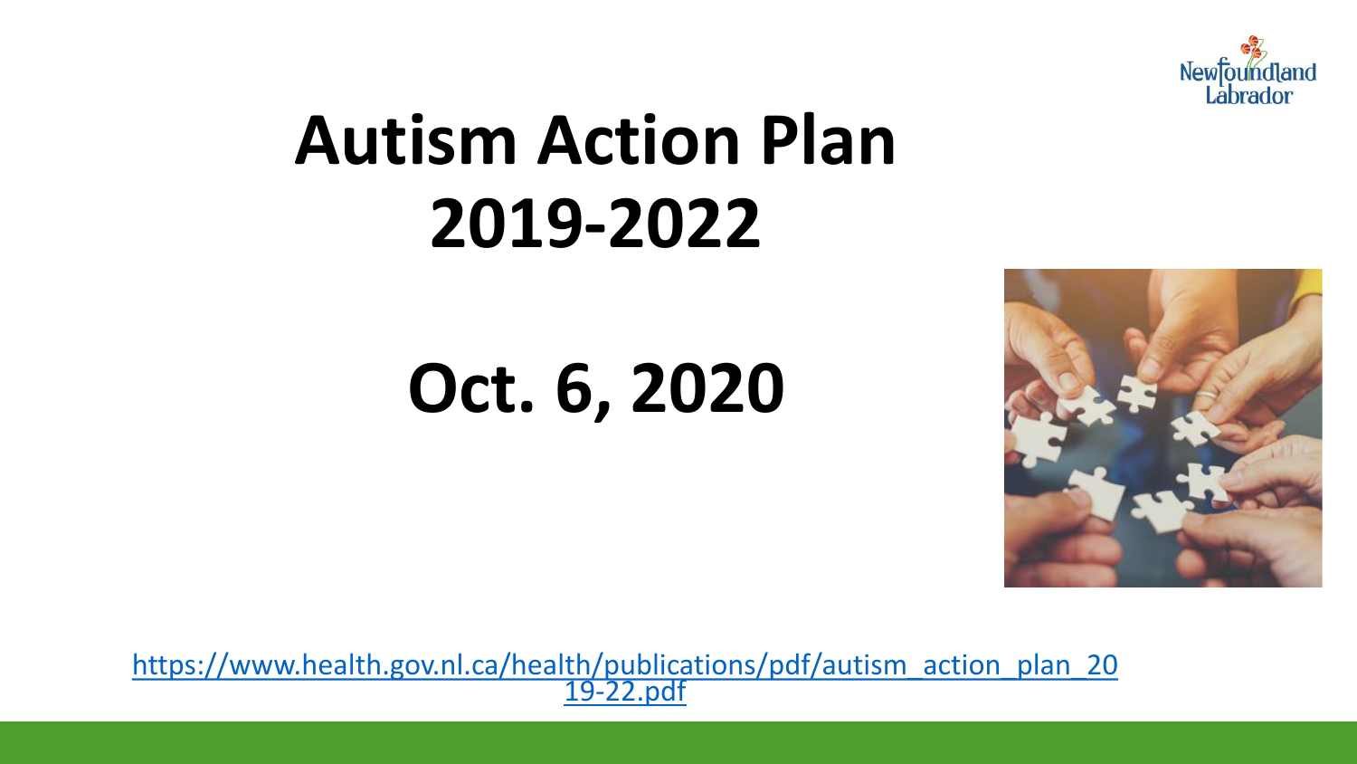# Autism Action Plan 2019-2022

# Oct. 6, 2020

https://www.health.gov.nl.ca/health/publications/pdf/autism_action_plan_2019-22.pdf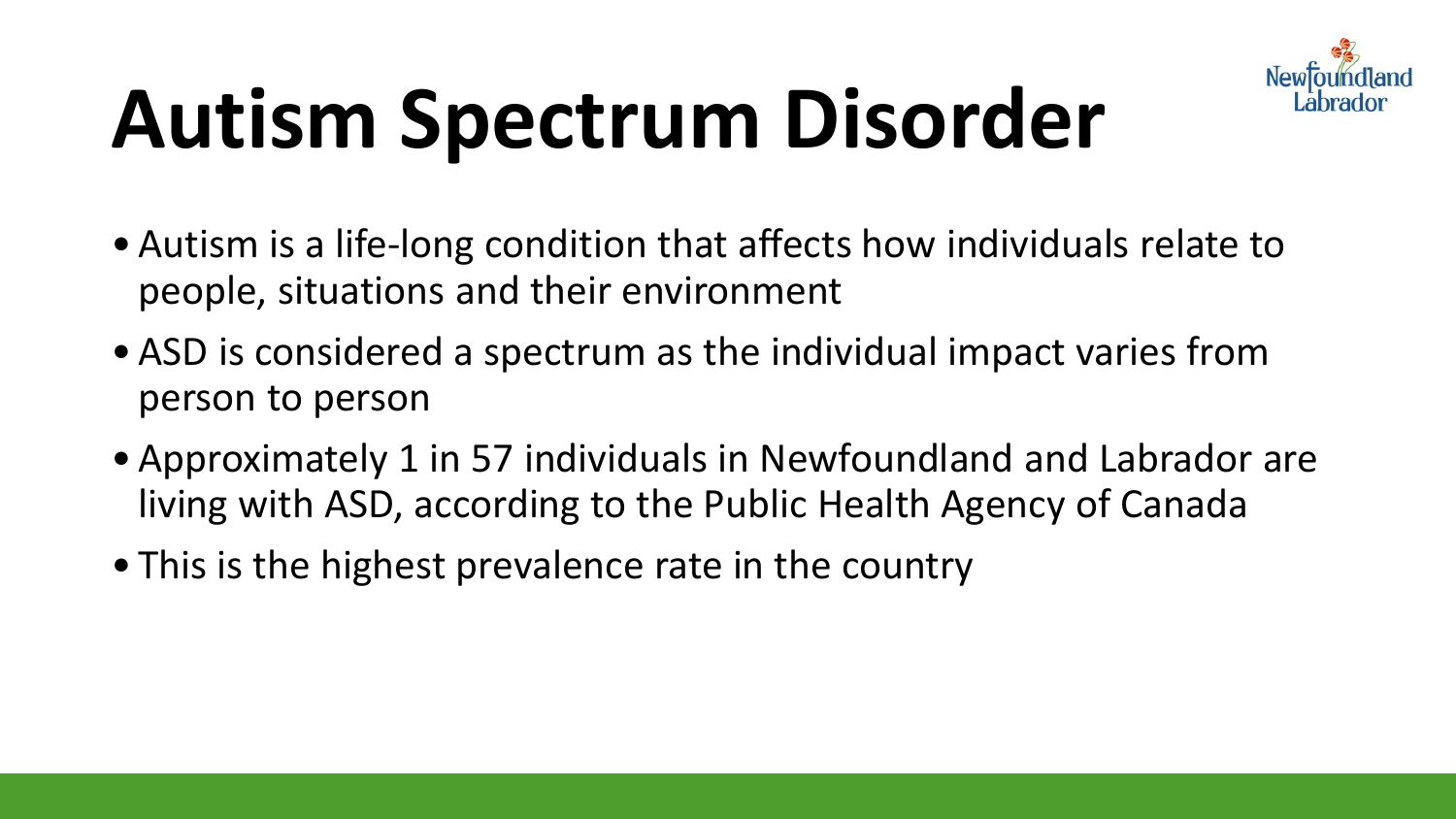# Autism Spectrum Disorder

- Autism is a life-long condition that affects how individuals relate to people, situations and their environment
- ASD is considered a spectrum as the individual impact varies from person to person
- Approximately 1 in 57 individuals in Newfoundland and Labrador are living with ASD, according to the Public Health Agency of Canada
- This is the highest prevalence rate in the country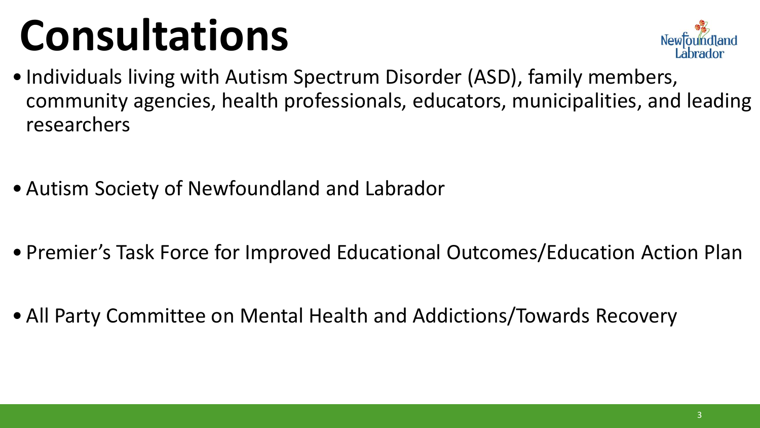# Consultations

- Individuals living with Autism Spectrum Disorder (ASD), family members, community agencies, health professionals, educators, municipalities, and leading researchers
- Autism Society of Newfoundland and Labrador
- Premier's Task Force for Improved Educational Outcomes/Education Action Plan
- All Party Committee on Mental Health and Addictions/Towards Recovery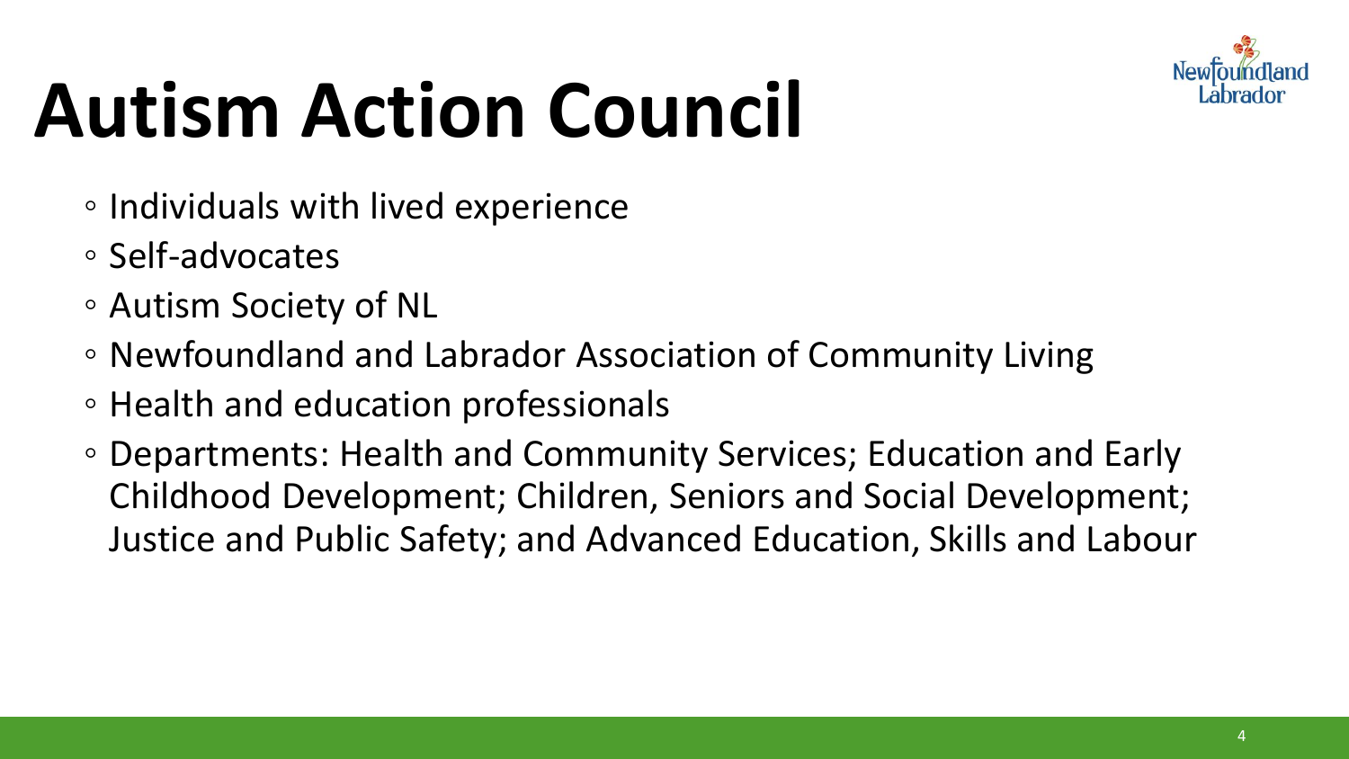# Autism Action Council

- Individuals with lived experience
- Self-advocates
- Autism Society of NL
- Newfoundland and Labrador Association of Community Living
- Health and education professionals
- Departments: Health and Community Services; Education and Early Childhood Development; Children, Seniors and Social Development; Justice and Public Safety; and Advanced Education, Skills and Labour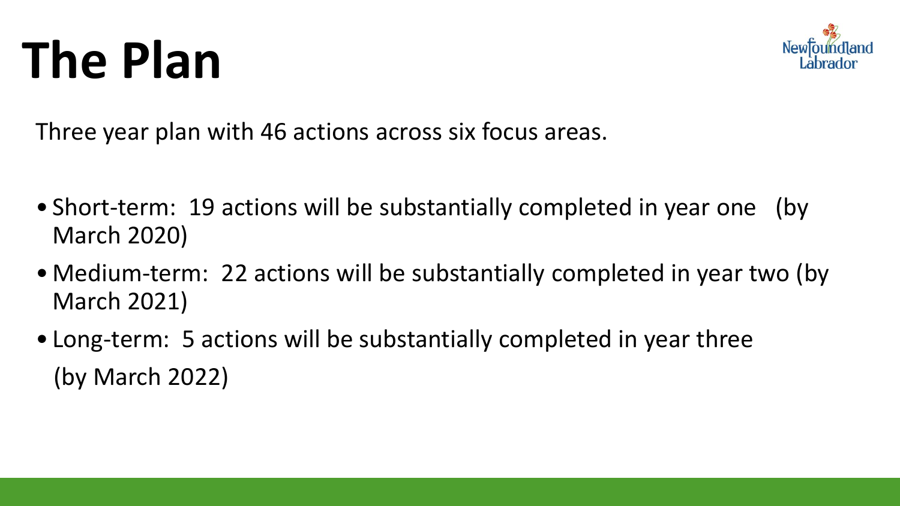# The Plan

Three year plan with 46 actions across six focus areas.

- Short-term: 19 actions will be substantially completed in year one (by March 2020)
- Medium-term: 22 actions will be substantially completed in year two (by March 2021)
- Long-term: 5 actions will be substantially completed in year three (by March 2022)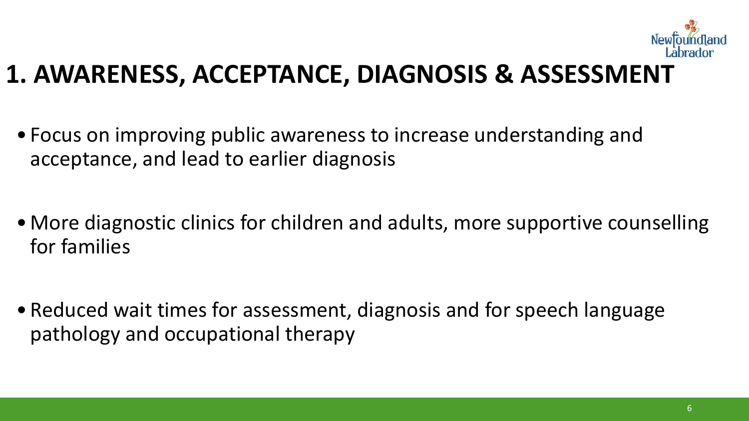# 1. AWARENESS, ACCEPTANCE, DIAGNOSIS & ASSESSMENT

- Focus on improving public awareness to increase understanding and acceptance, and lead to earlier diagnosis

- More diagnostic clinics for children and adults, more supportive counselling for families

- Reduced wait times for assessment, diagnosis and for speech language pathology and occupational therapy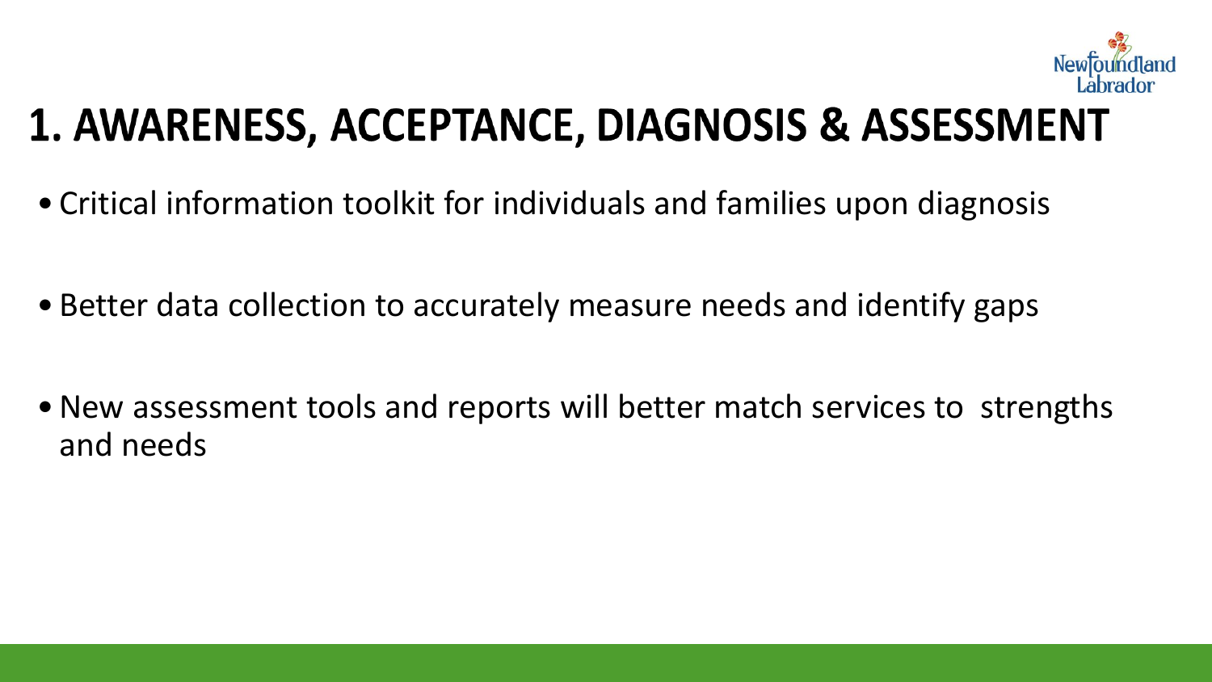# 1. AWARENESS, ACCEPTANCE, DIAGNOSIS & ASSESSMENT

- Critical information toolkit for individuals and families upon diagnosis
- Better data collection to accurately measure needs and identify gaps
- New assessment tools and reports will better match services to strengths and needs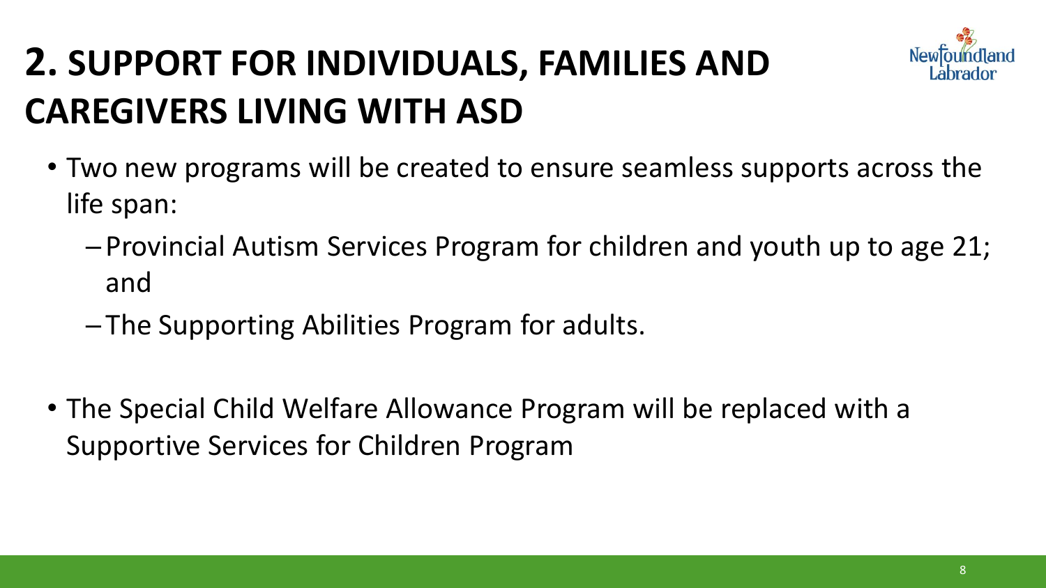# 2. SUPPORT FOR INDIVIDUALS, FAMILIES AND CAREGIVERS LIVING WITH ASD

- Two new programs will be created to ensure seamless supports across the life span:
  - Provincial Autism Services Program for children and youth up to age 21; and
  - The Supporting Abilities Program for adults.

- The Special Child Welfare Allowance Program will be replaced with a Supportive Services for Children Program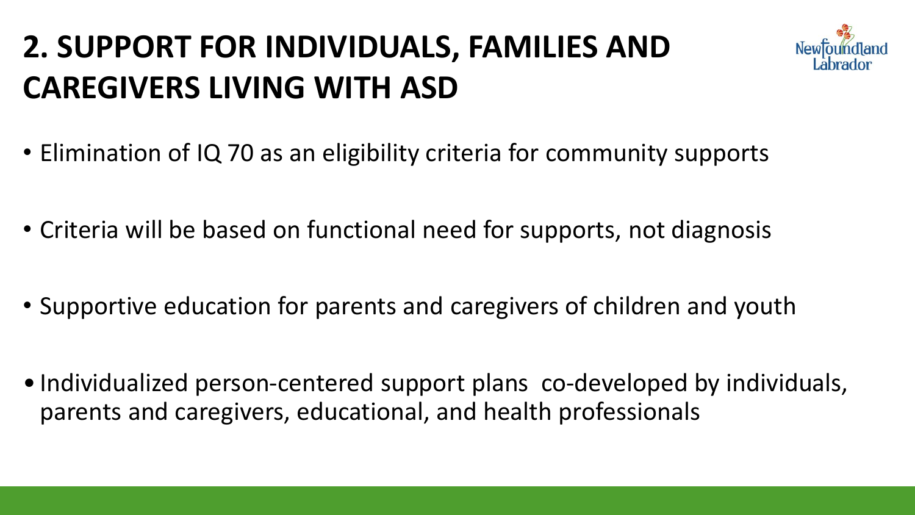# 2. SUPPORT FOR INDIVIDUALS, FAMILIES AND CAREGIVERS LIVING WITH ASD

- Elimination of IQ 70 as an eligibility criteria for community supports
- Criteria will be based on functional need for supports, not diagnosis
- Supportive education for parents and caregivers of children and youth
- Individualized person-centered support plans co-developed by individuals, parents and caregivers, educational, and health professionals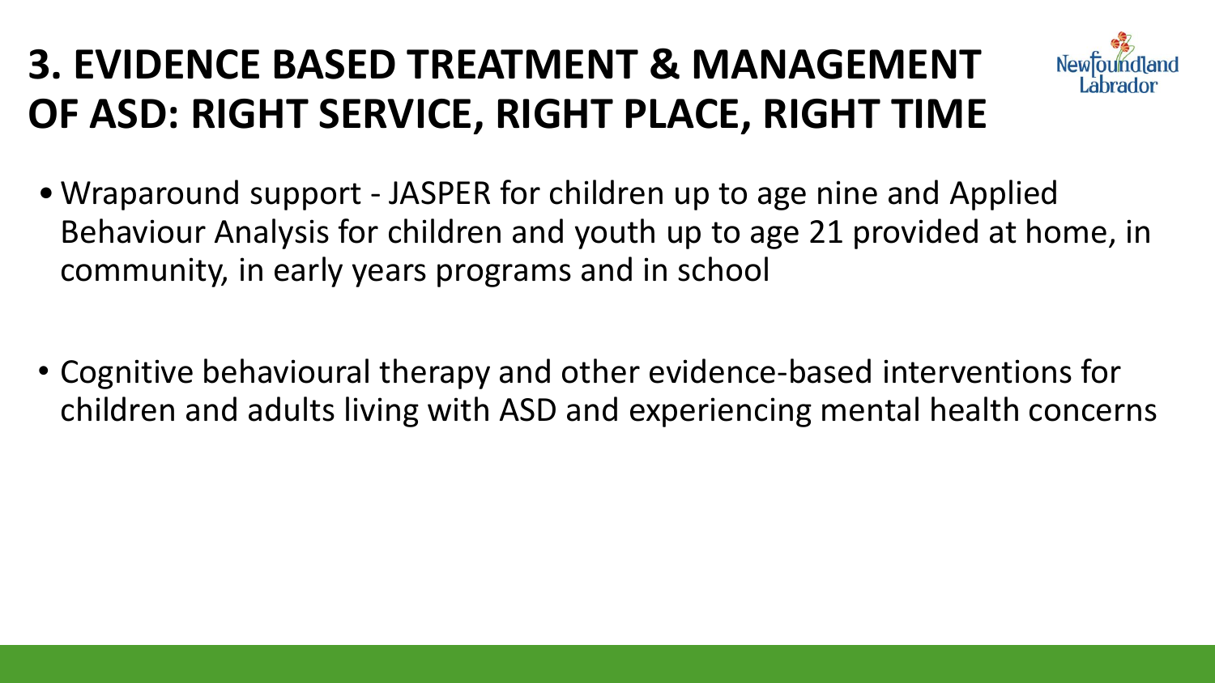# 3. EVIDENCE BASED TREATMENT & MANAGEMENT OF ASD: RIGHT SERVICE, RIGHT PLACE, RIGHT TIME

- Wraparound support - JASPER for children up to age nine and Applied Behaviour Analysis for children and youth up to age 21 provided at home, in community, in early years programs and in school

- Cognitive behavioural therapy and other evidence-based interventions for children and adults living with ASD and experiencing mental health concerns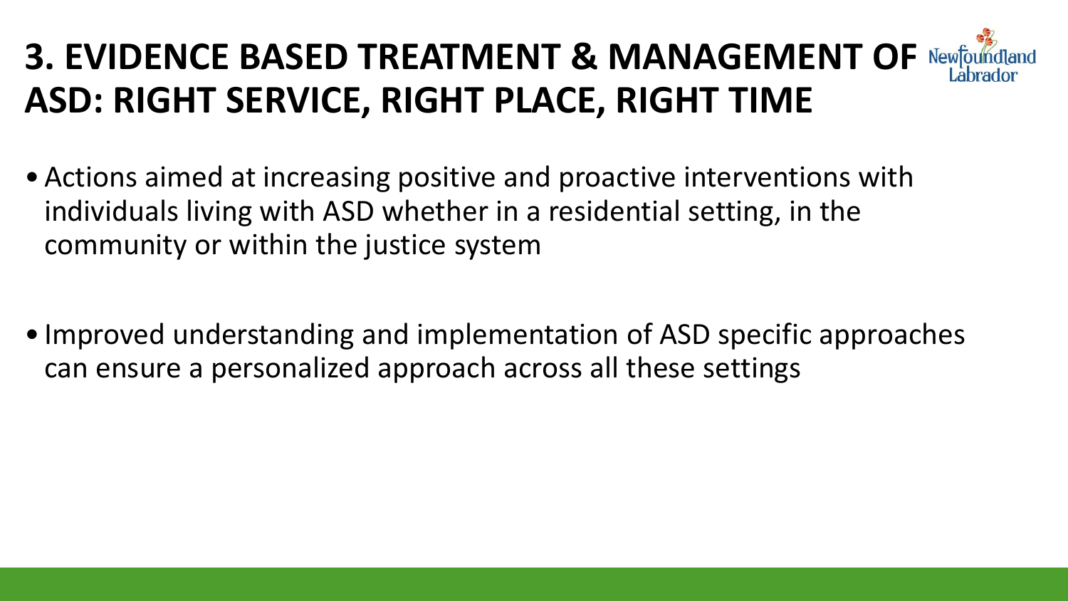# 3. EVIDENCE BASED TREATMENT & MANAGEMENT OF ASD: RIGHT SERVICE, RIGHT PLACE, RIGHT TIME

- Actions aimed at increasing positive and proactive interventions with individuals living with ASD whether in a residential setting, in the community or within the justice system

- Improved understanding and implementation of ASD specific approaches can ensure a personalized approach across all these settings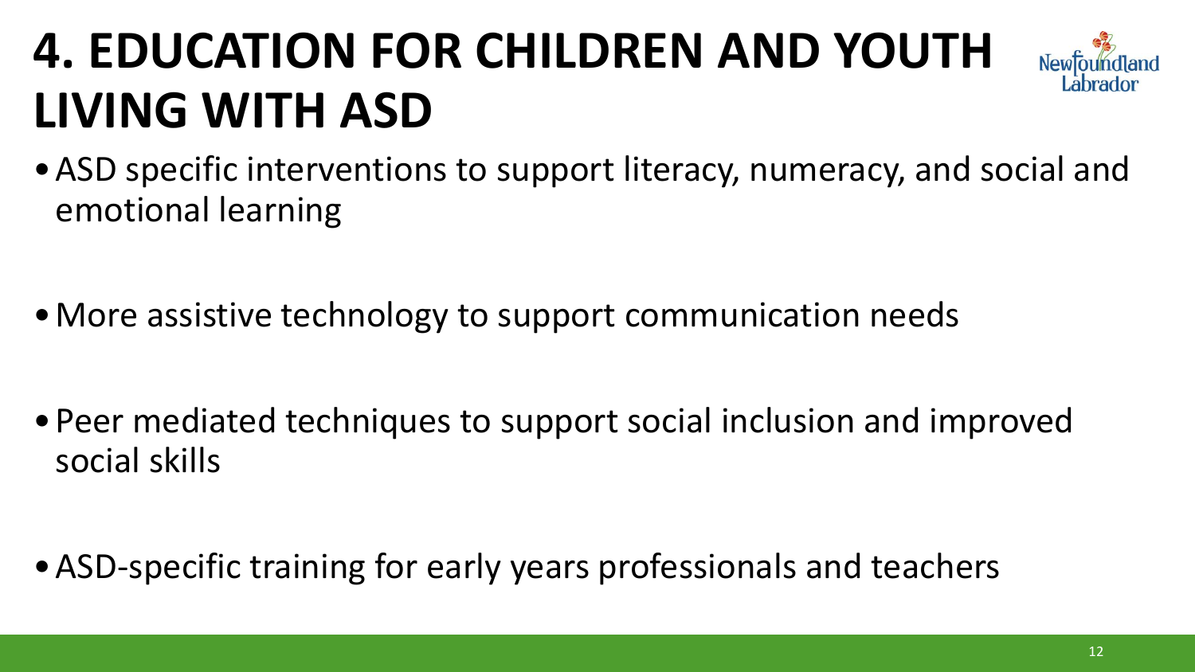# 4. EDUCATION FOR CHILDREN AND YOUTH LIVING WITH ASD

- ASD specific interventions to support literacy, numeracy, and social and emotional learning
- More assistive technology to support communication needs
- Peer mediated techniques to support social inclusion and improved social skills
- ASD-specific training for early years professionals and teachers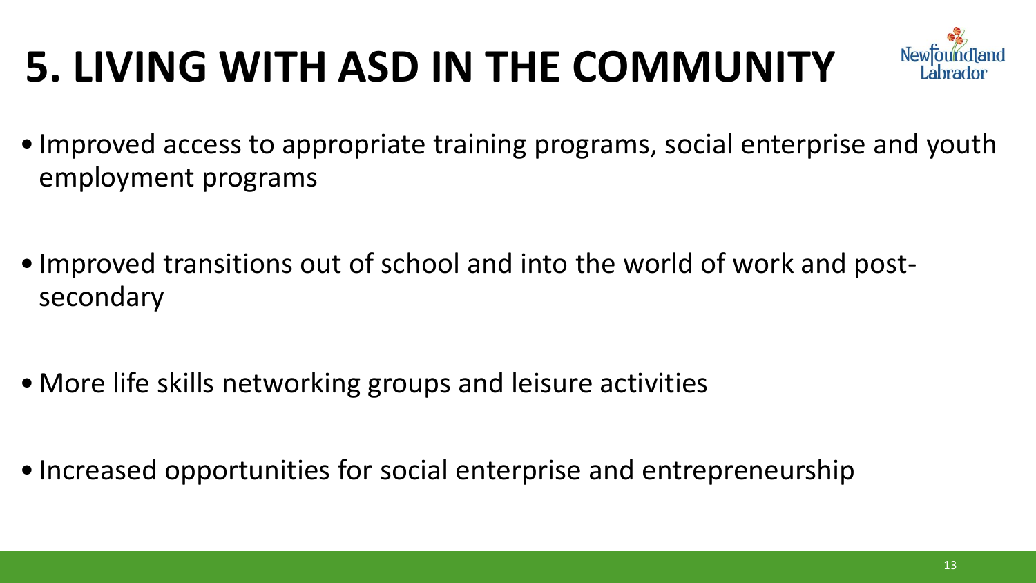# 5. LIVING WITH ASD IN THE COMMUNITY

- Improved access to appropriate training programs, social enterprise and youth employment programs
- Improved transitions out of school and into the world of work and post-secondary
- More life skills networking groups and leisure activities
- Increased opportunities for social enterprise and entrepreneurship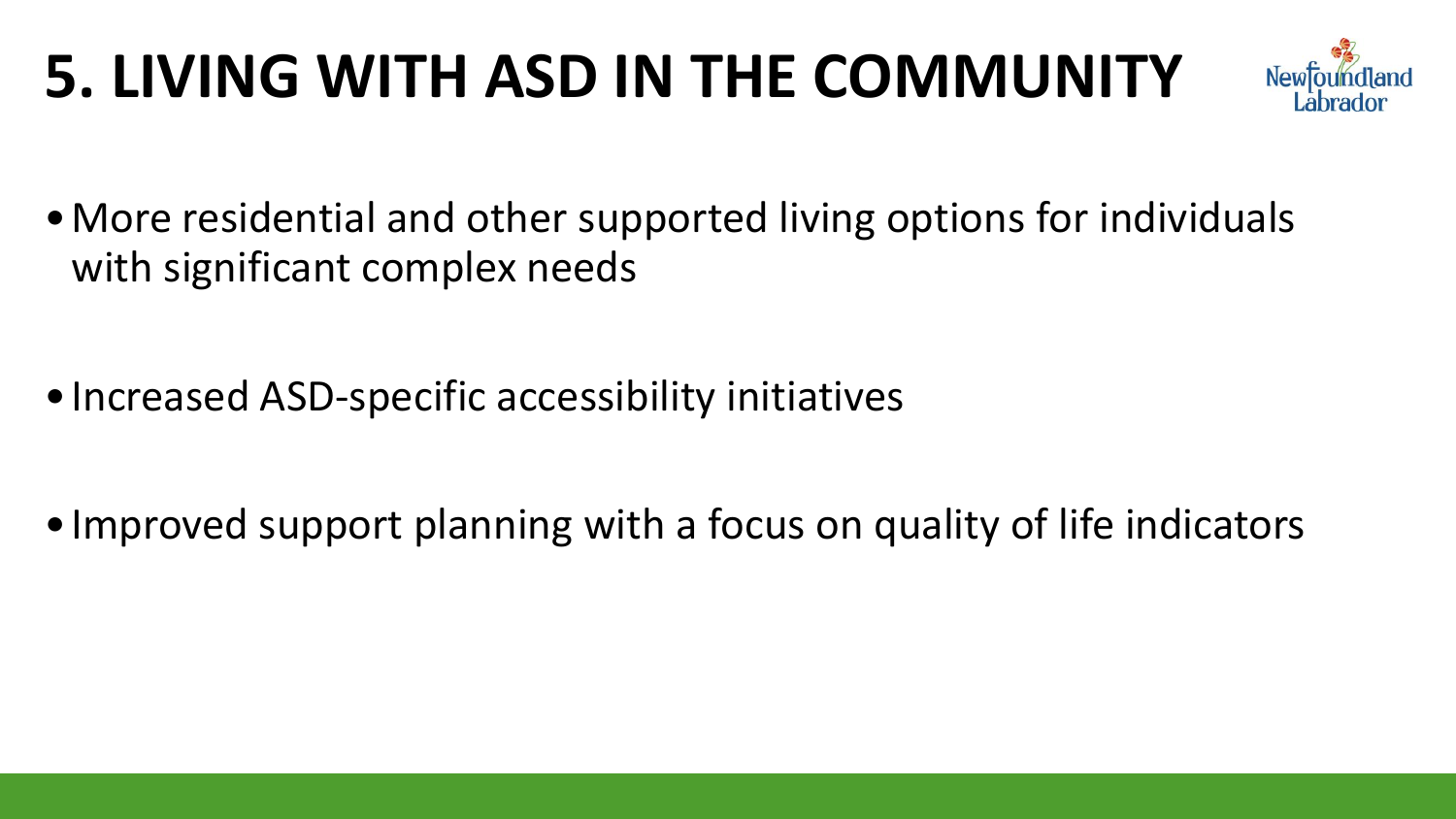# 5. LIVING WITH ASD IN THE COMMUNITY

- More residential and other supported living options for individuals with significant complex needs

- Increased ASD-specific accessibility initiatives

- Improved support planning with a focus on quality of life indicators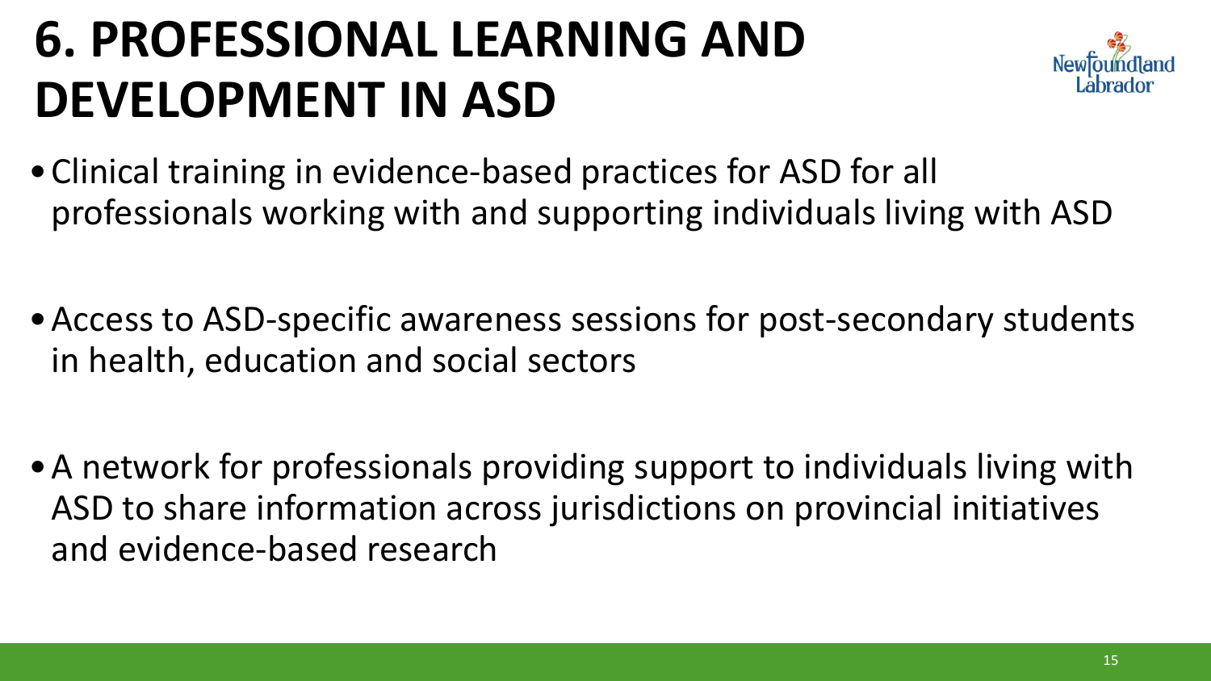# 6. PROFESSIONAL LEARNING AND DEVELOPMENT IN ASD

- Clinical training in evidence-based practices for ASD for all professionals working with and supporting individuals living with ASD

- Access to ASD-specific awareness sessions for post-secondary students in health, education and social sectors

- A network for professionals providing support to individuals living with ASD to share information across jurisdictions on provincial initiatives and evidence-based research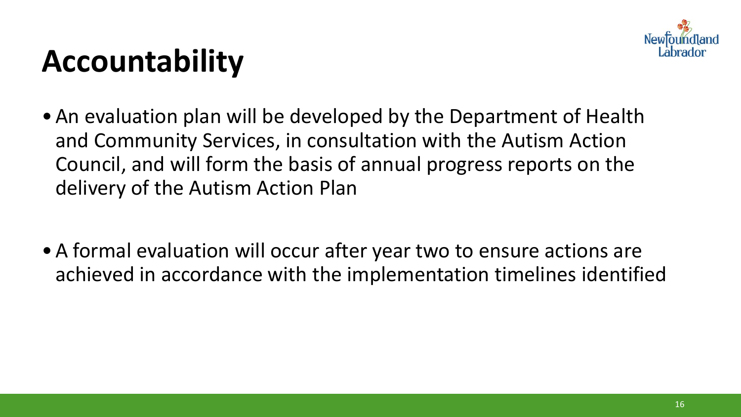# Accountability

- An evaluation plan will be developed by the Department of Health and Community Services, in consultation with the Autism Action Council, and will form the basis of annual progress reports on the delivery of the Autism Action Plan

- A formal evaluation will occur after year two to ensure actions are achieved in accordance with the implementation timelines identified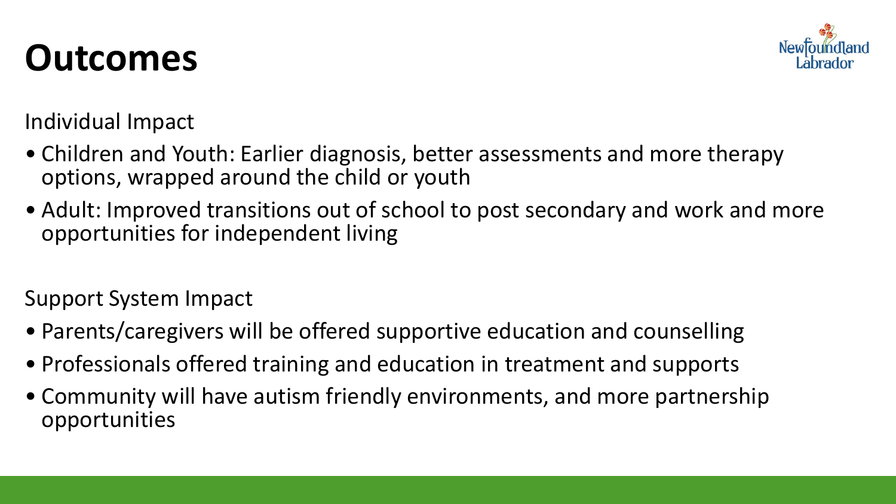# Outcomes

Individual Impact

- Children and Youth: Earlier diagnosis, better assessments and more therapy options, wrapped around the child or youth
- Adult: Improved transitions out of school to post secondary and work and more opportunities for independent living

Support System Impact

- Parents/caregivers will be offered supportive education and counselling
- Professionals offered training and education in treatment and supports
- Community will have autism friendly environments, and more partnership opportunities